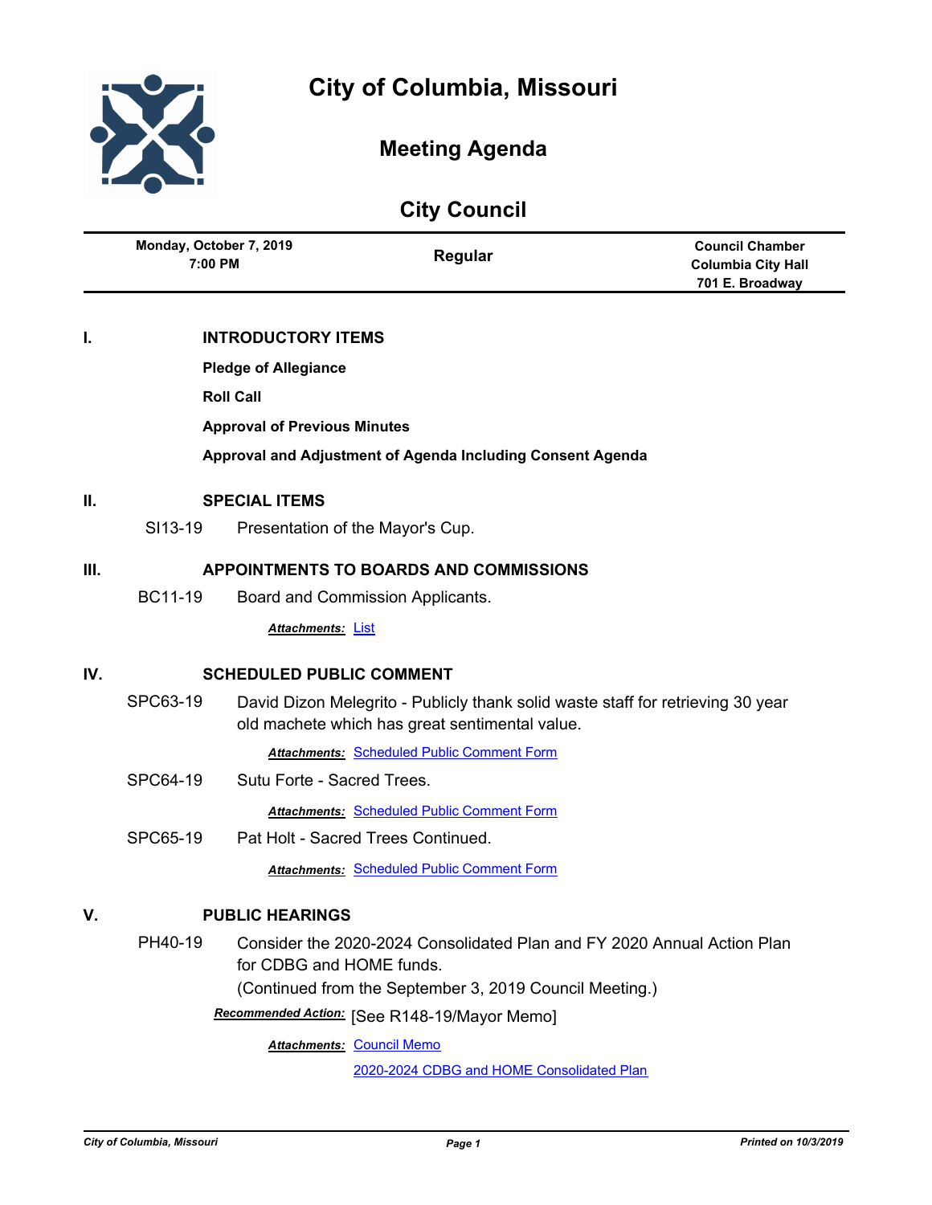# City of Columbia, Missouri

## Meeting Agenda

## City Council

| Monday, October 7, 2019<br>7:00 PM | Regular | Council Chamber<br>Columbia City Hall<br>701 E. Broadway |
|---|---|---|

## I. INTRODUCTORY ITEMS

**Pledge of Allegiance**

**Roll Call**

**Approval of Previous Minutes**

**Approval and Adjustment of Agenda Including Consent Agenda**

## II. SPECIAL ITEMS

SI13-19 Presentation of the Mayor's Cup.

## III. APPOINTMENTS TO BOARDS AND COMMISSIONS

BC11-19 Board and Commission Applicants.

***Attachments:*** List

## IV. SCHEDULED PUBLIC COMMENT

SPC63-19 David Dizon Melegrito - Publicly thank solid waste staff for retrieving 30 year old machete which has great sentimental value.

***Attachments:*** Scheduled Public Comment Form

SPC64-19 Sutu Forte - Sacred Trees.

***Attachments:*** Scheduled Public Comment Form

SPC65-19 Pat Holt - Sacred Trees Continued.

***Attachments:*** Scheduled Public Comment Form

## V. PUBLIC HEARINGS

PH40-19 Consider the 2020-2024 Consolidated Plan and FY 2020 Annual Action Plan for CDBG and HOME funds.
(Continued from the September 3, 2019 Council Meeting.)

***Recommended Action:*** [See R148-19/Mayor Memo]

***Attachments:*** Council Memo

2020-2024 CDBG and HOME Consolidated Plan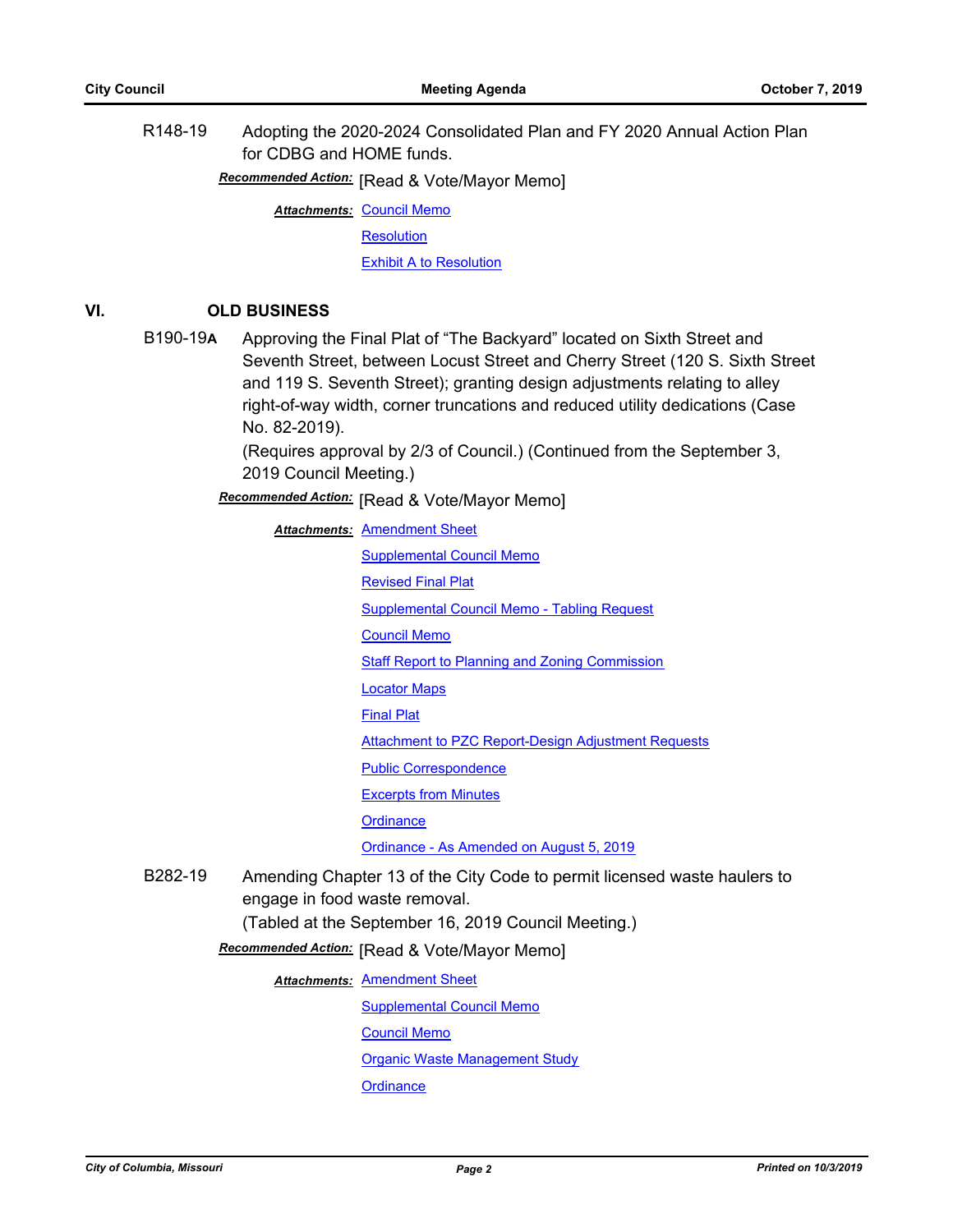R148-19 Adopting the 2020-2024 Consolidated Plan and FY 2020 Annual Action Plan for CDBG and HOME funds.

***Recommended Action:*** [Read & Vote/Mayor Memo]

***Attachments:*** Council Memo
Resolution
Exhibit A to Resolution

## VI. OLD BUSINESS

B190-19**A** Approving the Final Plat of “The Backyard” located on Sixth Street and Seventh Street, between Locust Street and Cherry Street (120 S. Sixth Street and 119 S. Seventh Street); granting design adjustments relating to alley right-of-way width, corner truncations and reduced utility dedications (Case No. 82-2019).
(Requires approval by 2/3 of Council.) (Continued from the September 3, 2019 Council Meeting.)

***Recommended Action:*** [Read & Vote/Mayor Memo]

***Attachments:*** Amendment Sheet
Supplemental Council Memo
Revised Final Plat
Supplemental Council Memo - Tabling Request
Council Memo
Staff Report to Planning and Zoning Commission
Locator Maps
Final Plat
Attachment to PZC Report-Design Adjustment Requests
Public Correspondence
Excerpts from Minutes
Ordinance
Ordinance - As Amended on August 5, 2019

B282-19 Amending Chapter 13 of the City Code to permit licensed waste haulers to engage in food waste removal.
(Tabled at the September 16, 2019 Council Meeting.)

***Recommended Action:*** [Read & Vote/Mayor Memo]

***Attachments:*** Amendment Sheet
Supplemental Council Memo
Council Memo
Organic Waste Management Study
Ordinance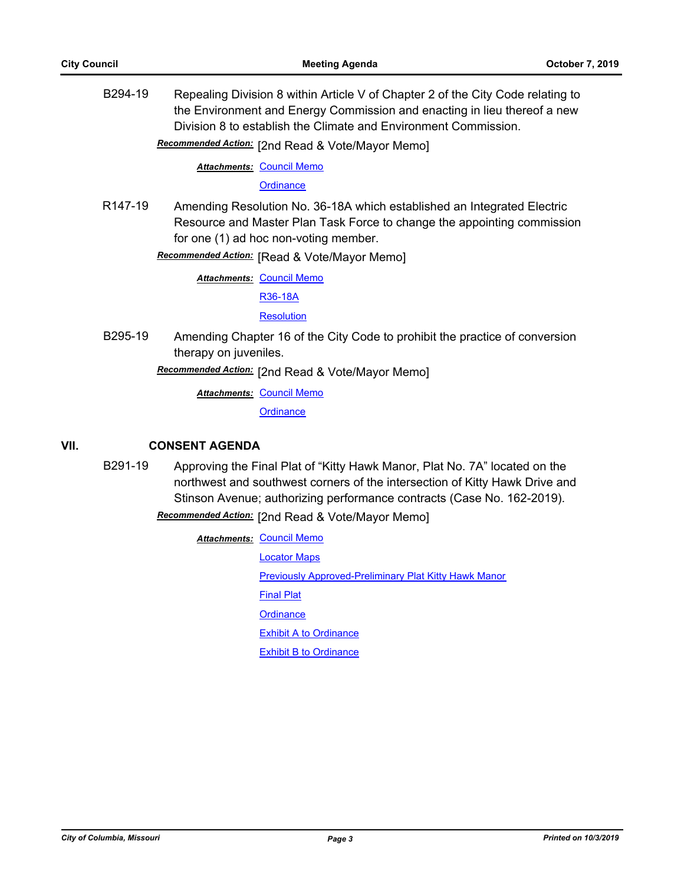B294-19 Repealing Division 8 within Article V of Chapter 2 of the City Code relating to the Environment and Energy Commission and enacting in lieu thereof a new Division 8 to establish the Climate and Environment Commission.

***Recommended Action:*** [2nd Read & Vote/Mayor Memo]

***Attachments:*** Council Memo

Ordinance

R147-19 Amending Resolution No. 36-18A which established an Integrated Electric Resource and Master Plan Task Force to change the appointing commission for one (1) ad hoc non-voting member.

***Recommended Action:*** [Read & Vote/Mayor Memo]

***Attachments:*** Council Memo

R36-18A

Resolution

B295-19 Amending Chapter 16 of the City Code to prohibit the practice of conversion therapy on juveniles.

***Recommended Action:*** [2nd Read & Vote/Mayor Memo]

***Attachments:*** Council Memo

Ordinance

## VII. CONSENT AGENDA

B291-19 Approving the Final Plat of “Kitty Hawk Manor, Plat No. 7A” located on the northwest and southwest corners of the intersection of Kitty Hawk Drive and Stinson Avenue; authorizing performance contracts (Case No. 162-2019).

***Recommended Action:*** [2nd Read & Vote/Mayor Memo]

***Attachments:*** Council Memo

Locator Maps

Previously Approved-Preliminary Plat Kitty Hawk Manor

Final Plat

Ordinance

Exhibit A to Ordinance

Exhibit B to Ordinance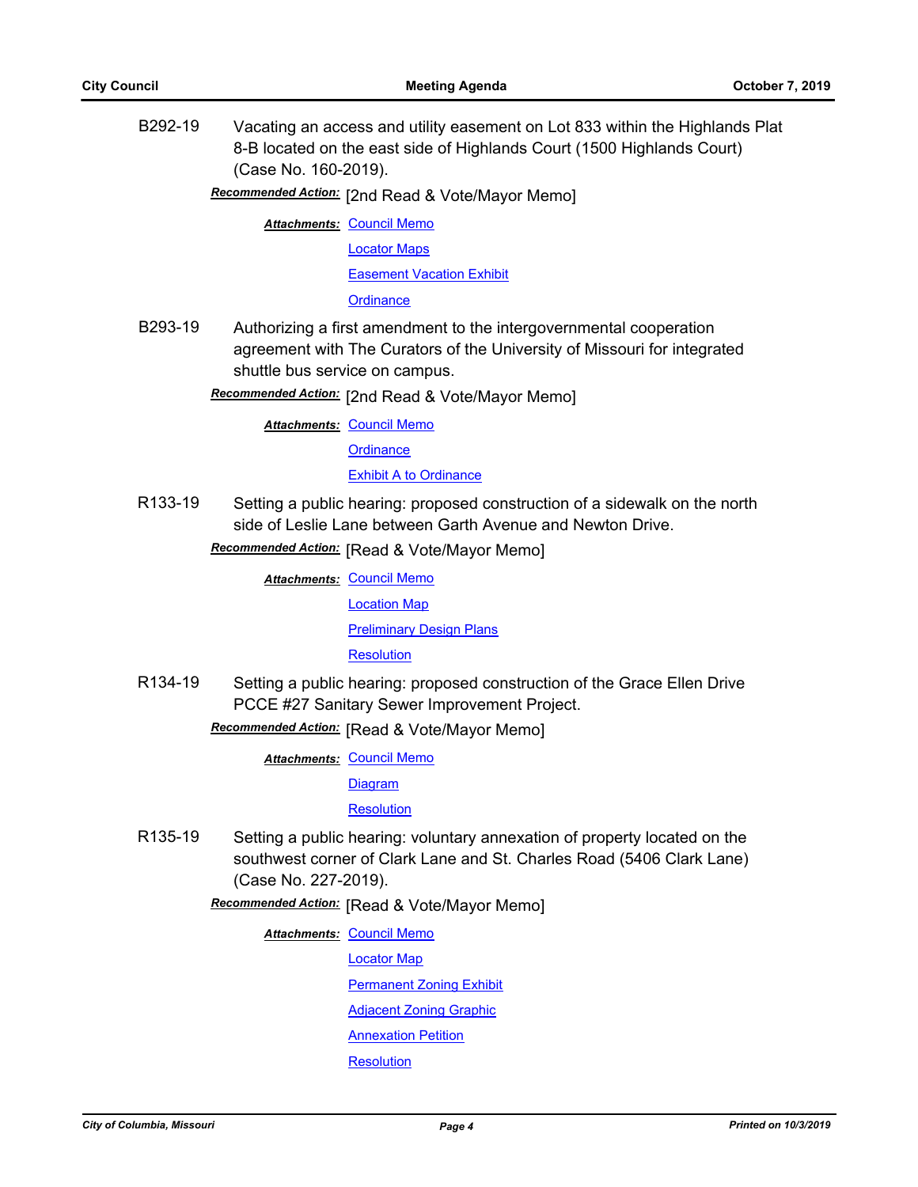**B292-19** Vacating an access and utility easement on Lot 833 within the Highlands Plat 8-B located on the east side of Highlands Court (1500 Highlands Court) (Case No. 160-2019).

***Recommended Action:*** [2nd Read & Vote/Mayor Memo]

***Attachments:*** Council Memo
Locator Maps
Easement Vacation Exhibit
Ordinance

**B293-19** Authorizing a first amendment to the intergovernmental cooperation agreement with The Curators of the University of Missouri for integrated shuttle bus service on campus.

***Recommended Action:*** [2nd Read & Vote/Mayor Memo]

***Attachments:*** Council Memo
Ordinance
Exhibit A to Ordinance

**R133-19** Setting a public hearing: proposed construction of a sidewalk on the north side of Leslie Lane between Garth Avenue and Newton Drive.

***Recommended Action:*** [Read & Vote/Mayor Memo]

***Attachments:*** Council Memo
Location Map
Preliminary Design Plans
Resolution

**R134-19** Setting a public hearing: proposed construction of the Grace Ellen Drive PCCE #27 Sanitary Sewer Improvement Project.

***Recommended Action:*** [Read & Vote/Mayor Memo]

***Attachments:*** Council Memo
Diagram
Resolution

**R135-19** Setting a public hearing: voluntary annexation of property located on the southwest corner of Clark Lane and St. Charles Road (5406 Clark Lane) (Case No. 227-2019).

***Recommended Action:*** [Read & Vote/Mayor Memo]

***Attachments:*** Council Memo
Locator Map
Permanent Zoning Exhibit
Adjacent Zoning Graphic
Annexation Petition
Resolution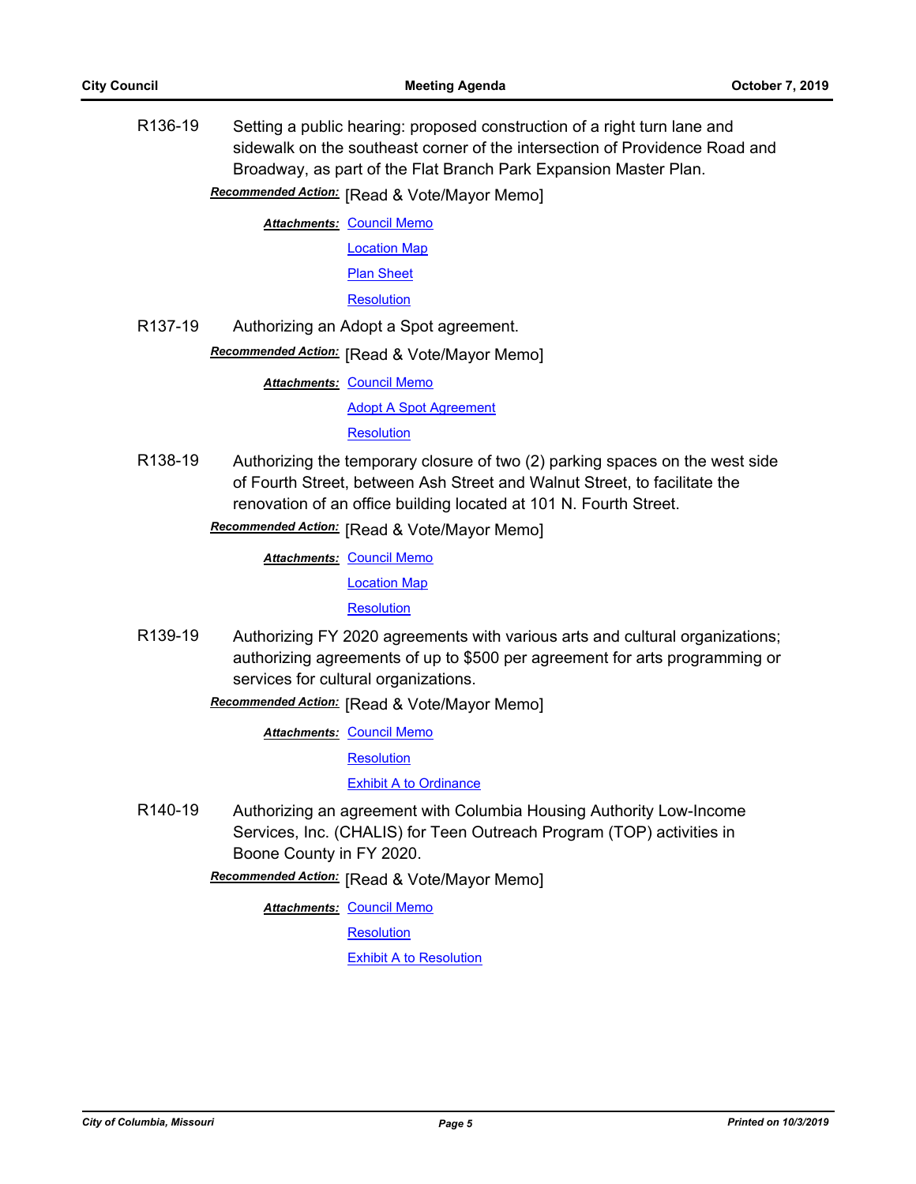R136-19 Setting a public hearing: proposed construction of a right turn lane and sidewalk on the southeast corner of the intersection of Providence Road and Broadway, as part of the Flat Branch Park Expansion Master Plan.

***Recommended Action:*** [Read & Vote/Mayor Memo]

***Attachments:*** Council Memo
Location Map
Plan Sheet
Resolution

R137-19 Authorizing an Adopt a Spot agreement.

***Recommended Action:*** [Read & Vote/Mayor Memo]

***Attachments:*** Council Memo
Adopt A Spot Agreement
Resolution

R138-19 Authorizing the temporary closure of two (2) parking spaces on the west side of Fourth Street, between Ash Street and Walnut Street, to facilitate the renovation of an office building located at 101 N. Fourth Street.

***Recommended Action:*** [Read & Vote/Mayor Memo]

***Attachments:*** Council Memo
Location Map
Resolution

R139-19 Authorizing FY 2020 agreements with various arts and cultural organizations; authorizing agreements of up to $500 per agreement for arts programming or services for cultural organizations.

***Recommended Action:*** [Read & Vote/Mayor Memo]

***Attachments:*** Council Memo
Resolution
Exhibit A to Ordinance

R140-19 Authorizing an agreement with Columbia Housing Authority Low-Income Services, Inc. (CHALIS) for Teen Outreach Program (TOP) activities in Boone County in FY 2020.

***Recommended Action:*** [Read & Vote/Mayor Memo]

***Attachments:*** Council Memo
Resolution
Exhibit A to Resolution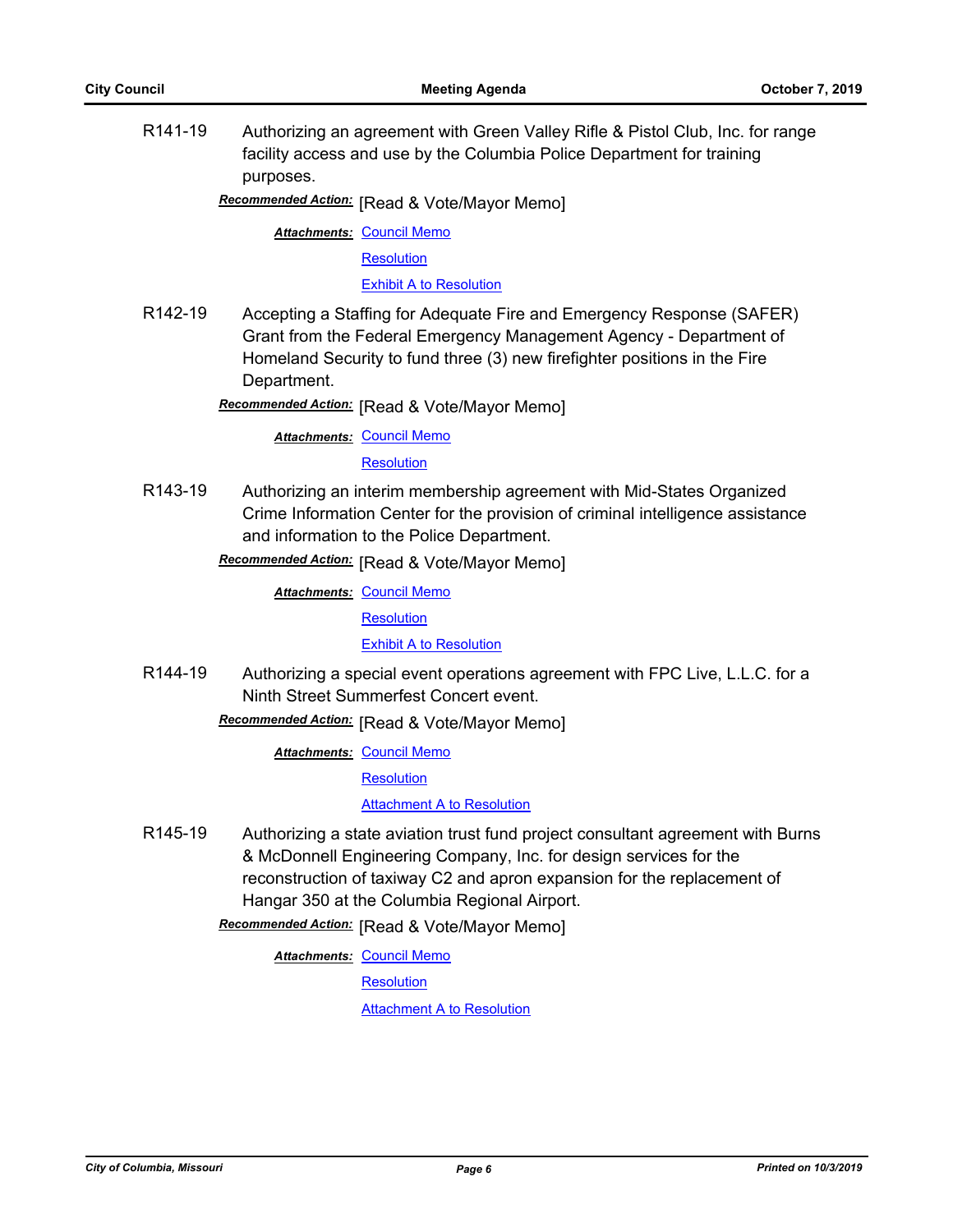R141-19 Authorizing an agreement with Green Valley Rifle & Pistol Club, Inc. for range facility access and use by the Columbia Police Department for training purposes.

***Recommended Action:*** [Read & Vote/Mayor Memo]

***Attachments:*** Council Memo
Resolution
Exhibit A to Resolution

R142-19 Accepting a Staffing for Adequate Fire and Emergency Response (SAFER) Grant from the Federal Emergency Management Agency - Department of Homeland Security to fund three (3) new firefighter positions in the Fire Department.

***Recommended Action:*** [Read & Vote/Mayor Memo]

***Attachments:*** Council Memo
Resolution

R143-19 Authorizing an interim membership agreement with Mid-States Organized Crime Information Center for the provision of criminal intelligence assistance and information to the Police Department.

***Recommended Action:*** [Read & Vote/Mayor Memo]

***Attachments:*** Council Memo
Resolution
Exhibit A to Resolution

R144-19 Authorizing a special event operations agreement with FPC Live, L.L.C. for a Ninth Street Summerfest Concert event.

***Recommended Action:*** [Read & Vote/Mayor Memo]

***Attachments:*** Council Memo
Resolution
Attachment A to Resolution

R145-19 Authorizing a state aviation trust fund project consultant agreement with Burns & McDonnell Engineering Company, Inc. for design services for the reconstruction of taxiway C2 and apron expansion for the replacement of Hangar 350 at the Columbia Regional Airport.

***Recommended Action:*** [Read & Vote/Mayor Memo]

***Attachments:*** Council Memo
Resolution
Attachment A to Resolution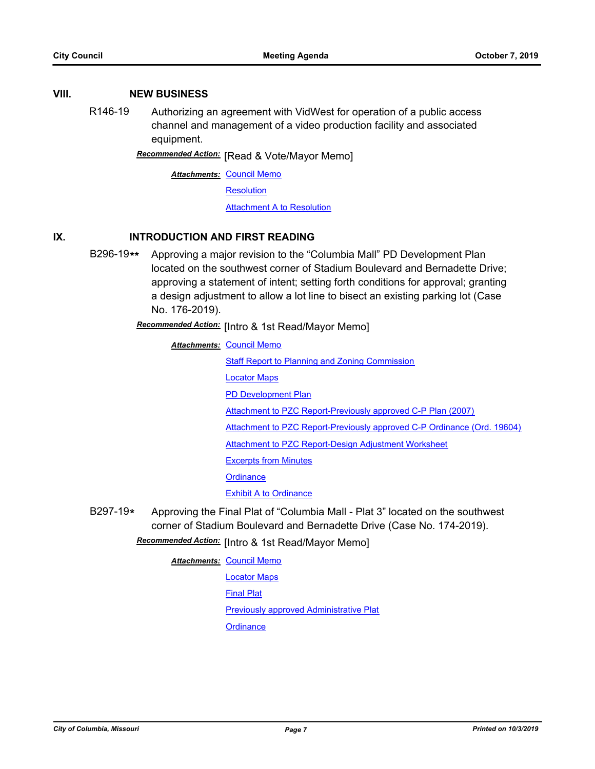## VIII. NEW BUSINESS

R146-19 Authorizing an agreement with VidWest for operation of a public access channel and management of a video production facility and associated equipment.

***Recommended Action:*** [Read & Vote/Mayor Memo]

***Attachments:*** Council Memo

Resolution

Attachment A to Resolution

## IX. INTRODUCTION AND FIRST READING

B296-19** Approving a major revision to the "Columbia Mall" PD Development Plan located on the southwest corner of Stadium Boulevard and Bernadette Drive; approving a statement of intent; setting forth conditions for approval; granting a design adjustment to allow a lot line to bisect an existing parking lot (Case No. 176-2019).

***Recommended Action:*** [Intro & 1st Read/Mayor Memo]

***Attachments:*** Council Memo

Staff Report to Planning and Zoning Commission

Locator Maps

PD Development Plan

Attachment to PZC Report-Previously approved C-P Plan (2007)

Attachment to PZC Report-Previously approved C-P Ordinance (Ord. 19604)

Attachment to PZC Report-Design Adjustment Worksheet

Excerpts from Minutes

Ordinance

Exhibit A to Ordinance

B297-19* Approving the Final Plat of "Columbia Mall - Plat 3" located on the southwest corner of Stadium Boulevard and Bernadette Drive (Case No. 174-2019).

***Recommended Action:*** [Intro & 1st Read/Mayor Memo]

***Attachments:*** Council Memo

Locator Maps

Final Plat

Previously approved Administrative Plat

Ordinance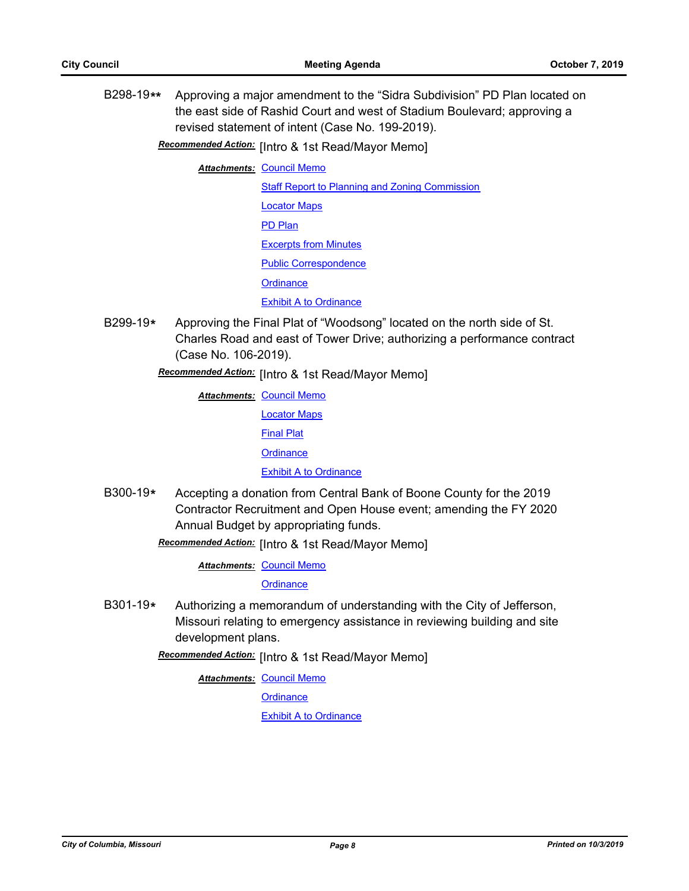B298-19** Approving a major amendment to the “Sidra Subdivision” PD Plan located on the east side of Rashid Court and west of Stadium Boulevard; approving a revised statement of intent (Case No. 199-2019).

***Recommended Action:*** [Intro & 1st Read/Mayor Memo]

***Attachments:*** Council Memo
Staff Report to Planning and Zoning Commission
Locator Maps
PD Plan
Excerpts from Minutes
Public Correspondence
Ordinance
Exhibit A to Ordinance

B299-19* Approving the Final Plat of “Woodsong” located on the north side of St. Charles Road and east of Tower Drive; authorizing a performance contract (Case No. 106-2019).

***Recommended Action:*** [Intro & 1st Read/Mayor Memo]

***Attachments:*** Council Memo
Locator Maps
Final Plat
Ordinance
Exhibit A to Ordinance

B300-19* Accepting a donation from Central Bank of Boone County for the 2019 Contractor Recruitment and Open House event; amending the FY 2020 Annual Budget by appropriating funds.

***Recommended Action:*** [Intro & 1st Read/Mayor Memo]

***Attachments:*** Council Memo
Ordinance

B301-19* Authorizing a memorandum of understanding with the City of Jefferson, Missouri relating to emergency assistance in reviewing building and site development plans.

***Recommended Action:*** [Intro & 1st Read/Mayor Memo]

***Attachments:*** Council Memo
Ordinance
Exhibit A to Ordinance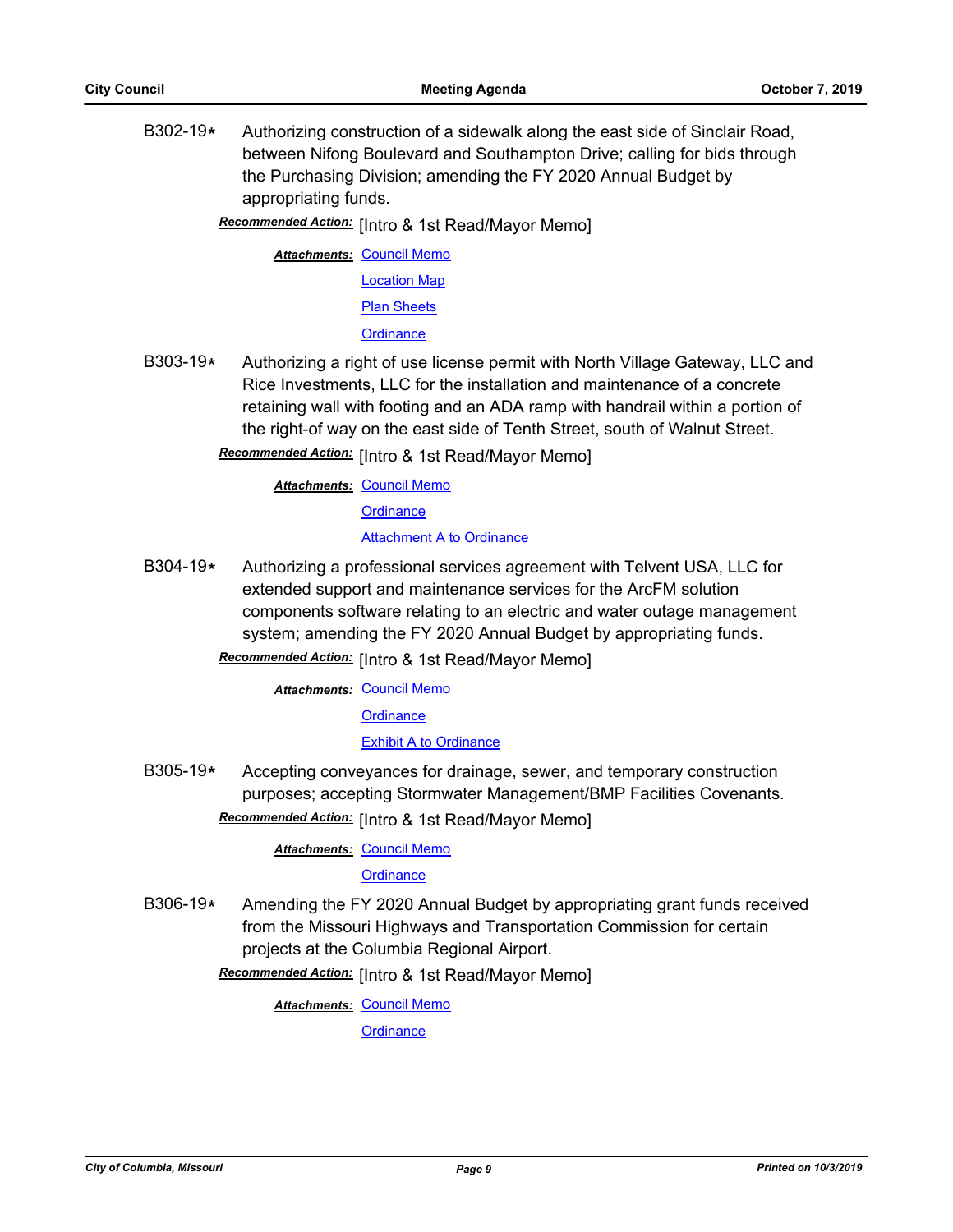B302-19* Authorizing construction of a sidewalk along the east side of Sinclair Road, between Nifong Boulevard and Southampton Drive; calling for bids through the Purchasing Division; amending the FY 2020 Annual Budget by appropriating funds.

***Recommended Action:*** [Intro & 1st Read/Mayor Memo]

***Attachments:*** Council Memo
Location Map
Plan Sheets
Ordinance

B303-19* Authorizing a right of use license permit with North Village Gateway, LLC and Rice Investments, LLC for the installation and maintenance of a concrete retaining wall with footing and an ADA ramp with handrail within a portion of the right-of way on the east side of Tenth Street, south of Walnut Street.

***Recommended Action:*** [Intro & 1st Read/Mayor Memo]

***Attachments:*** Council Memo
Ordinance
Attachment A to Ordinance

B304-19* Authorizing a professional services agreement with Telvent USA, LLC for extended support and maintenance services for the ArcFM solution components software relating to an electric and water outage management system; amending the FY 2020 Annual Budget by appropriating funds.

***Recommended Action:*** [Intro & 1st Read/Mayor Memo]

***Attachments:*** Council Memo
Ordinance
Exhibit A to Ordinance

B305-19* Accepting conveyances for drainage, sewer, and temporary construction purposes; accepting Stormwater Management/BMP Facilities Covenants.

***Recommended Action:*** [Intro & 1st Read/Mayor Memo]

***Attachments:*** Council Memo
Ordinance

B306-19* Amending the FY 2020 Annual Budget by appropriating grant funds received from the Missouri Highways and Transportation Commission for certain projects at the Columbia Regional Airport.

***Recommended Action:*** [Intro & 1st Read/Mayor Memo]

***Attachments:*** Council Memo
Ordinance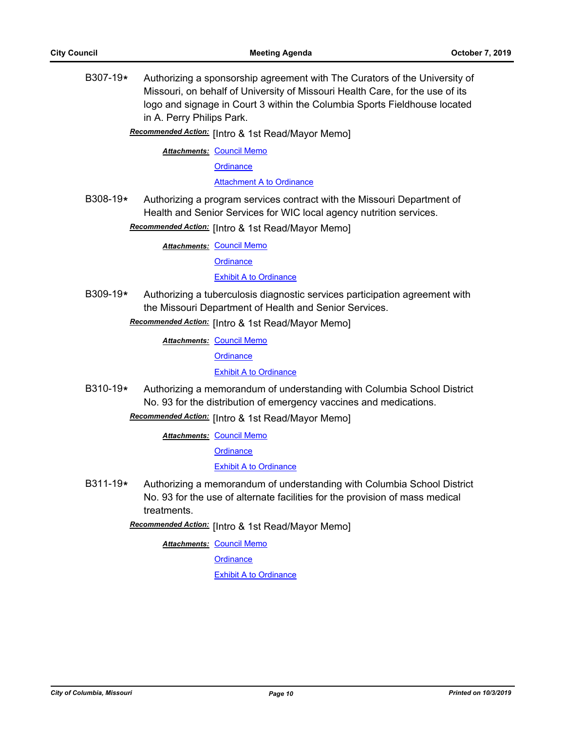B307-19* Authorizing a sponsorship agreement with The Curators of the University of Missouri, on behalf of University of Missouri Health Care, for the use of its logo and signage in Court 3 within the Columbia Sports Fieldhouse located in A. Perry Philips Park.

***Recommended Action:*** [Intro & 1st Read/Mayor Memo]

***Attachments:*** Council Memo
Ordinance
Attachment A to Ordinance

B308-19* Authorizing a program services contract with the Missouri Department of Health and Senior Services for WIC local agency nutrition services.

***Recommended Action:*** [Intro & 1st Read/Mayor Memo]

***Attachments:*** Council Memo
Ordinance
Exhibit A to Ordinance

B309-19* Authorizing a tuberculosis diagnostic services participation agreement with the Missouri Department of Health and Senior Services.

***Recommended Action:*** [Intro & 1st Read/Mayor Memo]

***Attachments:*** Council Memo
Ordinance
Exhibit A to Ordinance

B310-19* Authorizing a memorandum of understanding with Columbia School District No. 93 for the distribution of emergency vaccines and medications.

***Recommended Action:*** [Intro & 1st Read/Mayor Memo]

***Attachments:*** Council Memo
Ordinance
Exhibit A to Ordinance

B311-19* Authorizing a memorandum of understanding with Columbia School District No. 93 for the use of alternate facilities for the provision of mass medical treatments.

***Recommended Action:*** [Intro & 1st Read/Mayor Memo]

***Attachments:*** Council Memo
Ordinance
Exhibit A to Ordinance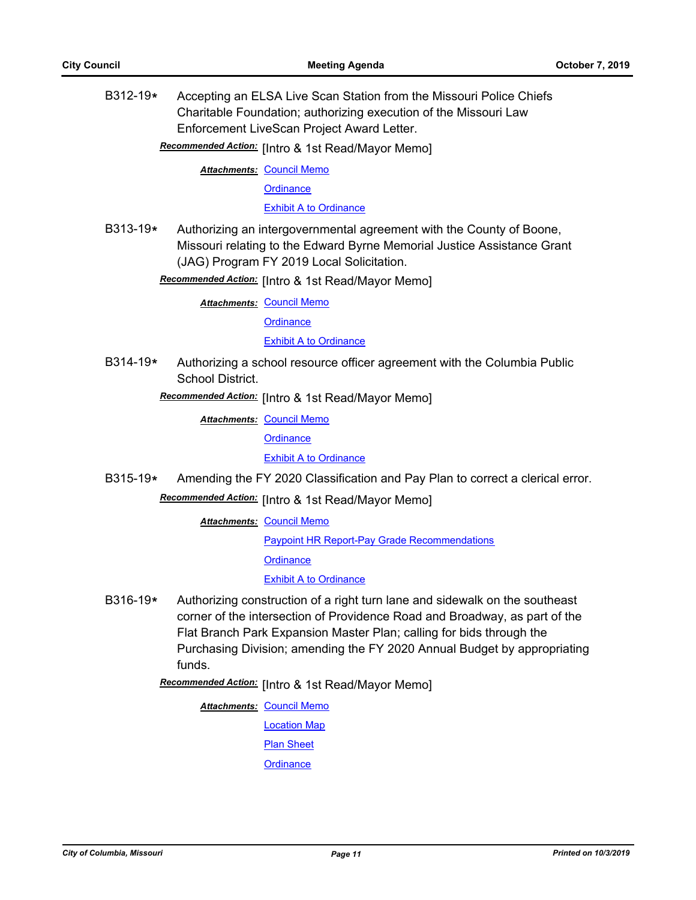B312-19* Accepting an ELSA Live Scan Station from the Missouri Police Chiefs Charitable Foundation; authorizing execution of the Missouri Law Enforcement LiveScan Project Award Letter.

***Recommended Action:*** [Intro & 1st Read/Mayor Memo]

***Attachments:*** Council Memo
Ordinance
Exhibit A to Ordinance

B313-19* Authorizing an intergovernmental agreement with the County of Boone, Missouri relating to the Edward Byrne Memorial Justice Assistance Grant (JAG) Program FY 2019 Local Solicitation.

***Recommended Action:*** [Intro & 1st Read/Mayor Memo]

***Attachments:*** Council Memo
Ordinance
Exhibit A to Ordinance

B314-19* Authorizing a school resource officer agreement with the Columbia Public School District.

***Recommended Action:*** [Intro & 1st Read/Mayor Memo]

***Attachments:*** Council Memo
Ordinance
Exhibit A to Ordinance

B315-19* Amending the FY 2020 Classification and Pay Plan to correct a clerical error.

***Recommended Action:*** [Intro & 1st Read/Mayor Memo]

***Attachments:*** Council Memo
Paypoint HR Report-Pay Grade Recommendations
Ordinance
Exhibit A to Ordinance

B316-19* Authorizing construction of a right turn lane and sidewalk on the southeast corner of the intersection of Providence Road and Broadway, as part of the Flat Branch Park Expansion Master Plan; calling for bids through the Purchasing Division; amending the FY 2020 Annual Budget by appropriating funds.

***Recommended Action:*** [Intro & 1st Read/Mayor Memo]

***Attachments:*** Council Memo
Location Map
Plan Sheet
Ordinance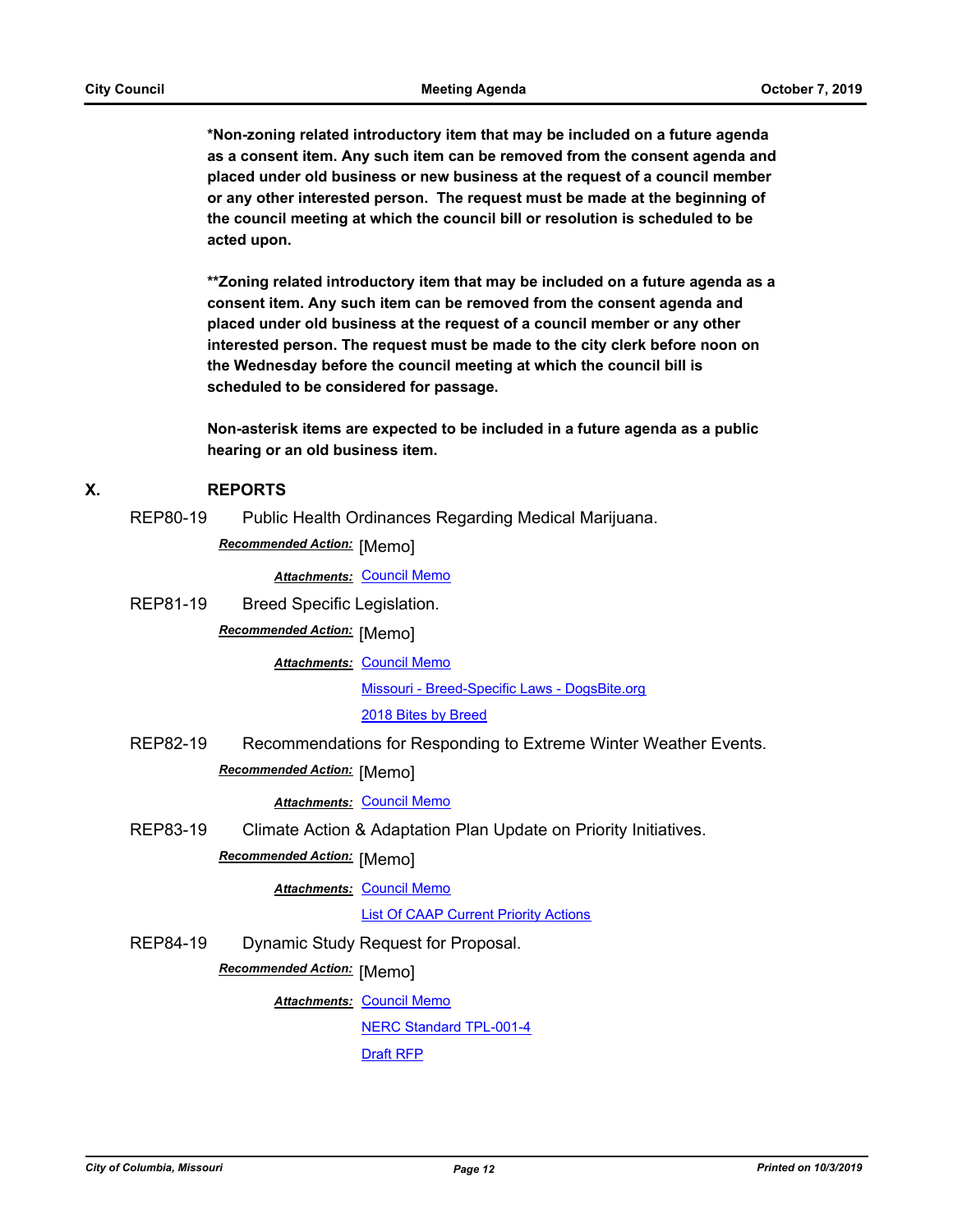**\*Non-zoning related introductory item that may be included on a future agenda as a consent item. Any such item can be removed from the consent agenda and placed under old business or new business at the request of a council member or any other interested person. The request must be made at the beginning of the council meeting at which the council bill or resolution is scheduled to be acted upon.**

**\*\*Zoning related introductory item that may be included on a future agenda as a consent item. Any such item can be removed from the consent agenda and placed under old business at the request of a council member or any other interested person. The request must be made to the city clerk before noon on the Wednesday before the council meeting at which the council bill is scheduled to be considered for passage.**

**Non-asterisk items are expected to be included in a future agenda as a public hearing or an old business item.**

## X. REPORTS

**REP80-19** Public Health Ordinances Regarding Medical Marijuana.

*Recommended Action:* [Memo]

*Attachments:* Council Memo

**REP81-19** Breed Specific Legislation.

*Recommended Action:* [Memo]

*Attachments:* Council Memo
Missouri - Breed-Specific Laws - DogsBite.org
2018 Bites by Breed

**REP82-19** Recommendations for Responding to Extreme Winter Weather Events.

*Recommended Action:* [Memo]

*Attachments:* Council Memo

**REP83-19** Climate Action & Adaptation Plan Update on Priority Initiatives.

*Recommended Action:* [Memo]

*Attachments:* Council Memo
List Of CAAP Current Priority Actions

**REP84-19** Dynamic Study Request for Proposal.

*Recommended Action:* [Memo]

*Attachments:* Council Memo
NERC Standard TPL-001-4
Draft RFP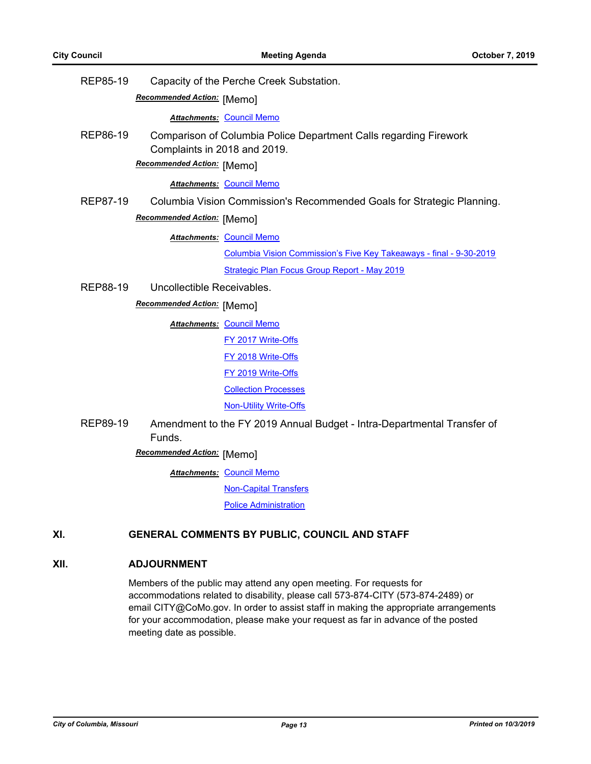REP85-19 Capacity of the Perche Creek Substation.

***Recommended Action:*** [Memo]

***Attachments:*** Council Memo

REP86-19 Comparison of Columbia Police Department Calls regarding Firework Complaints in 2018 and 2019.

***Recommended Action:*** [Memo]

***Attachments:*** Council Memo

REP87-19 Columbia Vision Commission's Recommended Goals for Strategic Planning.

***Recommended Action:*** [Memo]

***Attachments:*** Council Memo

Columbia Vision Commission's Five Key Takeaways - final - 9-30-2019

Strategic Plan Focus Group Report - May 2019

REP88-19 Uncollectible Receivables.

***Recommended Action:*** [Memo]

***Attachments:*** Council Memo

FY 2017 Write-Offs

FY 2018 Write-Offs

FY 2019 Write-Offs

Collection Processes

Non-Utility Write-Offs

REP89-19 Amendment to the FY 2019 Annual Budget - Intra-Departmental Transfer of Funds.

***Recommended Action:*** [Memo]

***Attachments:*** Council Memo

Non-Capital Transfers

Police Administration

## XI. GENERAL COMMENTS BY PUBLIC, COUNCIL AND STAFF

## XII. ADJOURNMENT

Members of the public may attend any open meeting. For requests for accommodations related to disability, please call 573-874-CITY (573-874-2489) or email CITY@CoMo.gov. In order to assist staff in making the appropriate arrangements for your accommodation, please make your request as far in advance of the posted meeting date as possible.